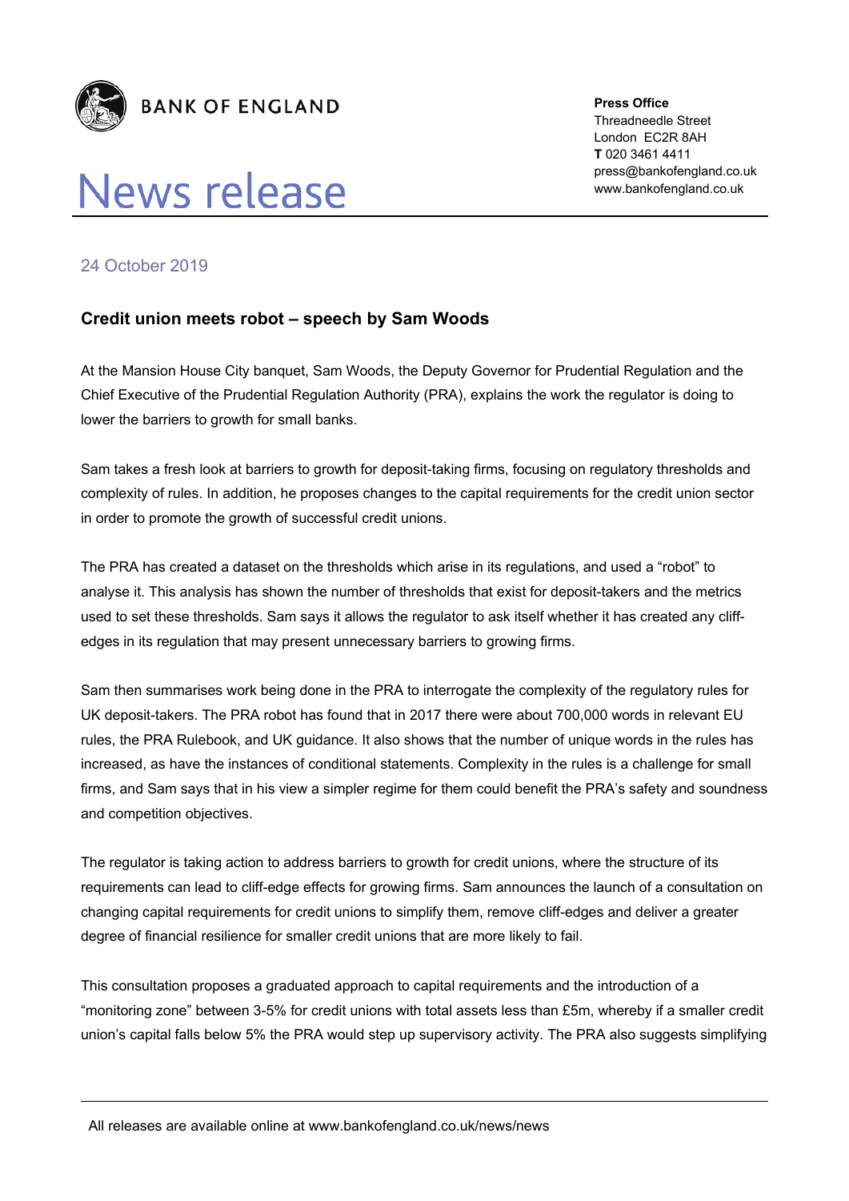BANK OF ENGLAND

# News release

**Press Office**
Threadneedle Street
London EC2R 8AH
**T** 020 3461 4411
press@bankofengland.co.uk
www.bankofengland.co.uk

24 October 2019

### Credit union meets robot – speech by Sam Woods

At the Mansion House City banquet, Sam Woods, the Deputy Governor for Prudential Regulation and the Chief Executive of the Prudential Regulation Authority (PRA), explains the work the regulator is doing to lower the barriers to growth for small banks.

Sam takes a fresh look at barriers to growth for deposit-taking firms, focusing on regulatory thresholds and complexity of rules. In addition, he proposes changes to the capital requirements for the credit union sector in order to promote the growth of successful credit unions.

The PRA has created a dataset on the thresholds which arise in its regulations, and used a "robot" to analyse it. This analysis has shown the number of thresholds that exist for deposit-takers and the metrics used to set these thresholds. Sam says it allows the regulator to ask itself whether it has created any cliff-edges in its regulation that may present unnecessary barriers to growing firms.

Sam then summarises work being done in the PRA to interrogate the complexity of the regulatory rules for UK deposit-takers. The PRA robot has found that in 2017 there were about 700,000 words in relevant EU rules, the PRA Rulebook, and UK guidance. It also shows that the number of unique words in the rules has increased, as have the instances of conditional statements. Complexity in the rules is a challenge for small firms, and Sam says that in his view a simpler regime for them could benefit the PRA's safety and soundness and competition objectives.

The regulator is taking action to address barriers to growth for credit unions, where the structure of its requirements can lead to cliff-edge effects for growing firms. Sam announces the launch of a consultation on changing capital requirements for credit unions to simplify them, remove cliff-edges and deliver a greater degree of financial resilience for smaller credit unions that are more likely to fail.

This consultation proposes a graduated approach to capital requirements and the introduction of a "monitoring zone" between 3-5% for credit unions with total assets less than £5m, whereby if a smaller credit union's capital falls below 5% the PRA would step up supervisory activity. The PRA also suggests simplifying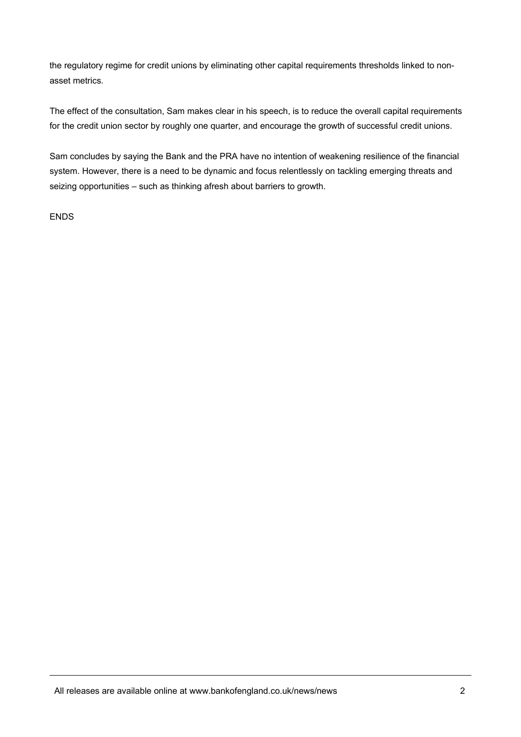the regulatory regime for credit unions by eliminating other capital requirements thresholds linked to non-asset metrics.

The effect of the consultation, Sam makes clear in his speech, is to reduce the overall capital requirements for the credit union sector by roughly one quarter, and encourage the growth of successful credit unions.

Sam concludes by saying the Bank and the PRA have no intention of weakening resilience of the financial system. However, there is a need to be dynamic and focus relentlessly on tackling emerging threats and seizing opportunities – such as thinking afresh about barriers to growth.

ENDS